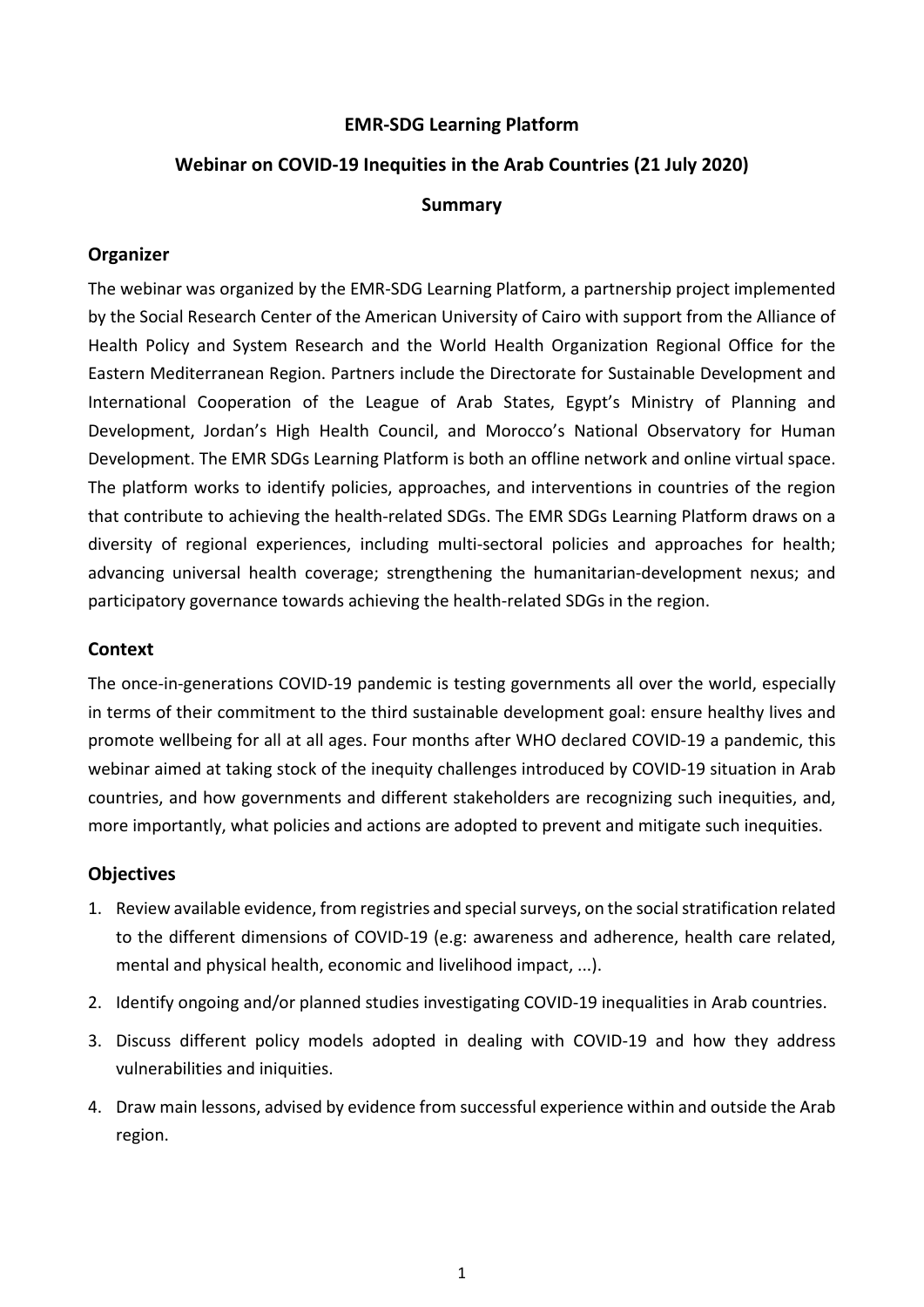# EMR-SDG Learning Platform

## Webinar on COVID-19 Inequities in the Arab Countries (21 July 2020)

### Summary

## Organizer

The webinar was organized by the EMR-SDG Learning Platform, a partnership project implemented by the Social Research Center of the American University of Cairo with support from the Alliance of Health Policy and System Research and the World Health Organization Regional Office for the Eastern Mediterranean Region. Partners include the Directorate for Sustainable Development and International Cooperation of the League of Arab States, Egypt's Ministry of Planning and Development, Jordan's High Health Council, and Morocco's National Observatory for Human Development. The EMR SDGs Learning Platform is both an offline network and online virtual space. The platform works to identify policies, approaches, and interventions in countries of the region that contribute to achieving the health-related SDGs. The EMR SDGs Learning Platform draws on a diversity of regional experiences, including multi-sectoral policies and approaches for health; advancing universal health coverage; strengthening the humanitarian-development nexus; and participatory governance towards achieving the health-related SDGs in the region.

## Context

The once-in-generations COVID-19 pandemic is testing governments all over the world, especially in terms of their commitment to the third sustainable development goal: ensure healthy lives and promote wellbeing for all at all ages. Four months after WHO declared COVID-19 a pandemic, this webinar aimed at taking stock of the inequity challenges introduced by COVID-19 situation in Arab countries, and how governments and different stakeholders are recognizing such inequities, and, more importantly, what policies and actions are adopted to prevent and mitigate such inequities.

## Objectives

1. Review available evidence, from registries and special surveys, on the social stratification related to the different dimensions of COVID-19 (e.g: awareness and adherence, health care related, mental and physical health, economic and livelihood impact, ...).
2. Identify ongoing and/or planned studies investigating COVID-19 inequalities in Arab countries.
3. Discuss different policy models adopted in dealing with COVID-19 and how they address vulnerabilities and iniquities.
4. Draw main lessons, advised by evidence from successful experience within and outside the Arab region.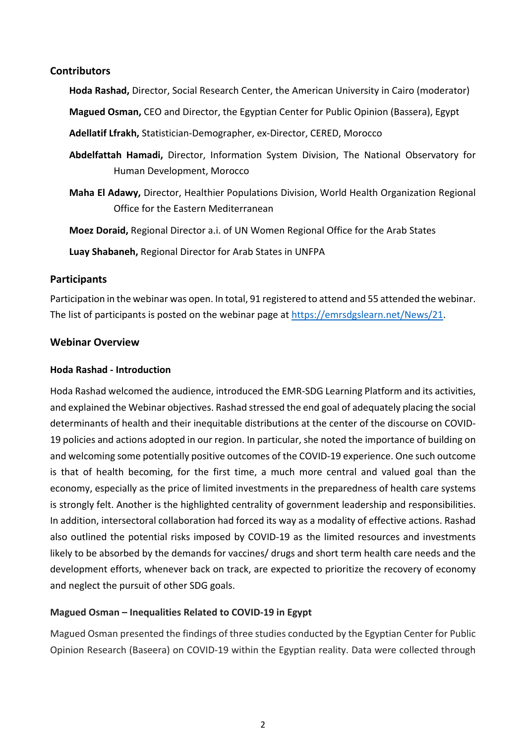## Contributors

**Hoda Rashad,** Director, Social Research Center, the American University in Cairo (moderator)

**Magued Osman,** CEO and Director, the Egyptian Center for Public Opinion (Bassera), Egypt

**Adellatif Lfrakh,** Statistician-Demographer, ex-Director, CERED, Morocco

**Abdelfattah Hamadi,** Director, Information System Division, The National Observatory for Human Development, Morocco

**Maha El Adawy,** Director, Healthier Populations Division, World Health Organization Regional Office for the Eastern Mediterranean

**Moez Doraid,** Regional Director a.i. of UN Women Regional Office for the Arab States

**Luay Shabaneh,** Regional Director for Arab States in UNFPA

## Participants

Participation in the webinar was open. In total, 91 registered to attend and 55 attended the webinar. The list of participants is posted on the webinar page at https://emrsdgslearn.net/News/21.

## Webinar Overview

### Hoda Rashad - Introduction

Hoda Rashad welcomed the audience, introduced the EMR-SDG Learning Platform and its activities, and explained the Webinar objectives. Rashad stressed the end goal of adequately placing the social determinants of health and their inequitable distributions at the center of the discourse on COVID-19 policies and actions adopted in our region. In particular, she noted the importance of building on and welcoming some potentially positive outcomes of the COVID-19 experience. One such outcome is that of health becoming, for the first time, a much more central and valued goal than the economy, especially as the price of limited investments in the preparedness of health care systems is strongly felt. Another is the highlighted centrality of government leadership and responsibilities. In addition, intersectoral collaboration had forced its way as a modality of effective actions. Rashad also outlined the potential risks imposed by COVID-19 as the limited resources and investments likely to be absorbed by the demands for vaccines/ drugs and short term health care needs and the development efforts, whenever back on track, are expected to prioritize the recovery of economy and neglect the pursuit of other SDG goals.

### Magued Osman – Inequalities Related to COVID-19 in Egypt

Magued Osman presented the findings of three studies conducted by the Egyptian Center for Public Opinion Research (Baseera) on COVID-19 within the Egyptian reality. Data were collected through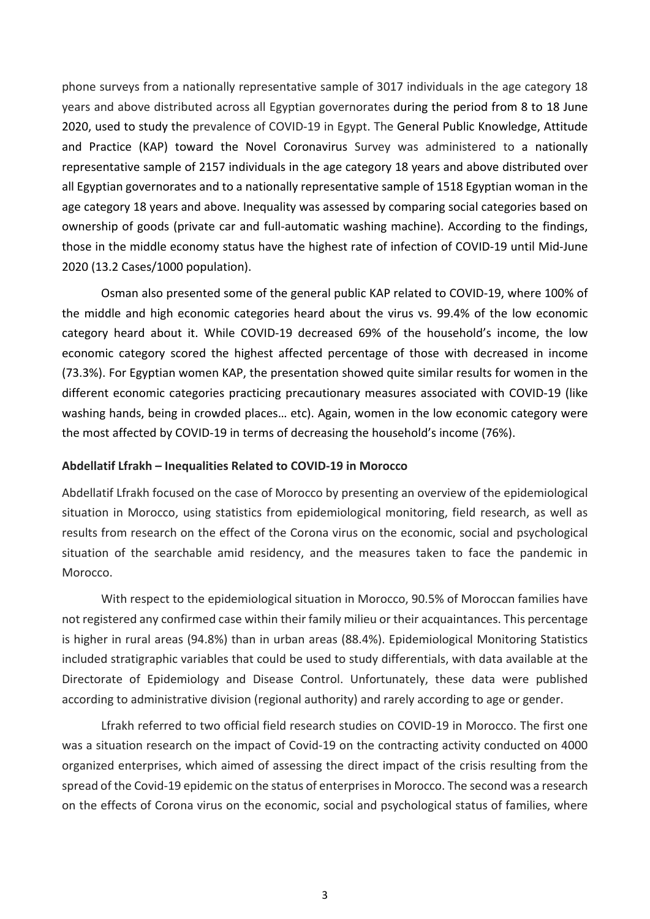phone surveys from a nationally representative sample of 3017 individuals in the age category 18 years and above distributed across all Egyptian governorates during the period from 8 to 18 June 2020, used to study the prevalence of COVID-19 in Egypt. The General Public Knowledge, Attitude and Practice (KAP) toward the Novel Coronavirus Survey was administered to a nationally representative sample of 2157 individuals in the age category 18 years and above distributed over all Egyptian governorates and to a nationally representative sample of 1518 Egyptian woman in the age category 18 years and above. Inequality was assessed by comparing social categories based on ownership of goods (private car and full-automatic washing machine). According to the findings, those in the middle economy status have the highest rate of infection of COVID-19 until Mid-June 2020 (13.2 Cases/1000 population).

Osman also presented some of the general public KAP related to COVID-19, where 100% of the middle and high economic categories heard about the virus vs. 99.4% of the low economic category heard about it. While COVID-19 decreased 69% of the household's income, the low economic category scored the highest affected percentage of those with decreased in income (73.3%). For Egyptian women KAP, the presentation showed quite similar results for women in the different economic categories practicing precautionary measures associated with COVID-19 (like washing hands, being in crowded places… etc). Again, women in the low economic category were the most affected by COVID-19 in terms of decreasing the household's income (76%).

**Abdellatif Lfrakh – Inequalities Related to COVID-19 in Morocco**

Abdellatif Lfrakh focused on the case of Morocco by presenting an overview of the epidemiological situation in Morocco, using statistics from epidemiological monitoring, field research, as well as results from research on the effect of the Corona virus on the economic, social and psychological situation of the searchable amid residency, and the measures taken to face the pandemic in Morocco.

With respect to the epidemiological situation in Morocco, 90.5% of Moroccan families have not registered any confirmed case within their family milieu or their acquaintances. This percentage is higher in rural areas (94.8%) than in urban areas (88.4%). Epidemiological Monitoring Statistics included stratigraphic variables that could be used to study differentials, with data available at the Directorate of Epidemiology and Disease Control. Unfortunately, these data were published according to administrative division (regional authority) and rarely according to age or gender.

Lfrakh referred to two official field research studies on COVID-19 in Morocco. The first one was a situation research on the impact of Covid-19 on the contracting activity conducted on 4000 organized enterprises, which aimed of assessing the direct impact of the crisis resulting from the spread of the Covid-19 epidemic on the status of enterprises in Morocco. The second was a research on the effects of Corona virus on the economic, social and psychological status of families, where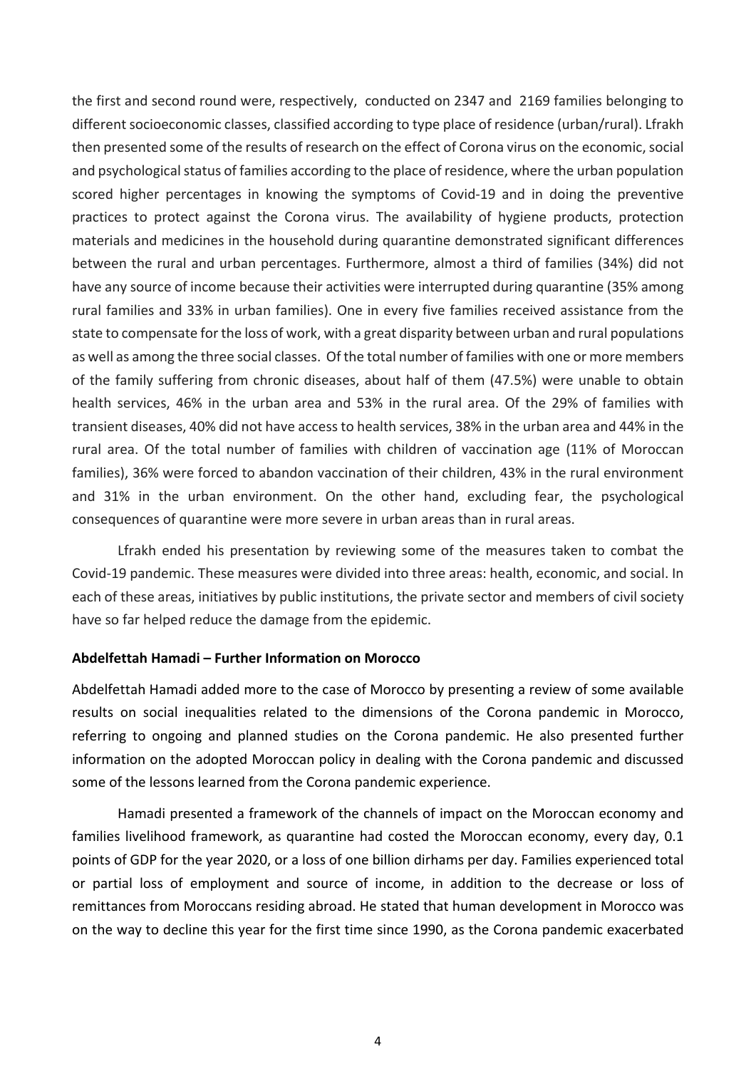the first and second round were, respectively, conducted on 2347 and 2169 families belonging to different socioeconomic classes, classified according to type place of residence (urban/rural). Lfrakh then presented some of the results of research on the effect of Corona virus on the economic, social and psychological status of families according to the place of residence, where the urban population scored higher percentages in knowing the symptoms of Covid-19 and in doing the preventive practices to protect against the Corona virus. The availability of hygiene products, protection materials and medicines in the household during quarantine demonstrated significant differences between the rural and urban percentages. Furthermore, almost a third of families (34%) did not have any source of income because their activities were interrupted during quarantine (35% among rural families and 33% in urban families). One in every five families received assistance from the state to compensate for the loss of work, with a great disparity between urban and rural populations as well as among the three social classes. Of the total number of families with one or more members of the family suffering from chronic diseases, about half of them (47.5%) were unable to obtain health services, 46% in the urban area and 53% in the rural area. Of the 29% of families with transient diseases, 40% did not have access to health services, 38% in the urban area and 44% in the rural area. Of the total number of families with children of vaccination age (11% of Moroccan families), 36% were forced to abandon vaccination of their children, 43% in the rural environment and 31% in the urban environment. On the other hand, excluding fear, the psychological consequences of quarantine were more severe in urban areas than in rural areas.

Lfrakh ended his presentation by reviewing some of the measures taken to combat the Covid-19 pandemic. These measures were divided into three areas: health, economic, and social. In each of these areas, initiatives by public institutions, the private sector and members of civil society have so far helped reduce the damage from the epidemic.

**Abdelfettah Hamadi – Further Information on Morocco**

Abdelfettah Hamadi added more to the case of Morocco by presenting a review of some available results on social inequalities related to the dimensions of the Corona pandemic in Morocco, referring to ongoing and planned studies on the Corona pandemic. He also presented further information on the adopted Moroccan policy in dealing with the Corona pandemic and discussed some of the lessons learned from the Corona pandemic experience.

Hamadi presented a framework of the channels of impact on the Moroccan economy and families livelihood framework, as quarantine had costed the Moroccan economy, every day, 0.1 points of GDP for the year 2020, or a loss of one billion dirhams per day. Families experienced total or partial loss of employment and source of income, in addition to the decrease or loss of remittances from Moroccans residing abroad. He stated that human development in Morocco was on the way to decline this year for the first time since 1990, as the Corona pandemic exacerbated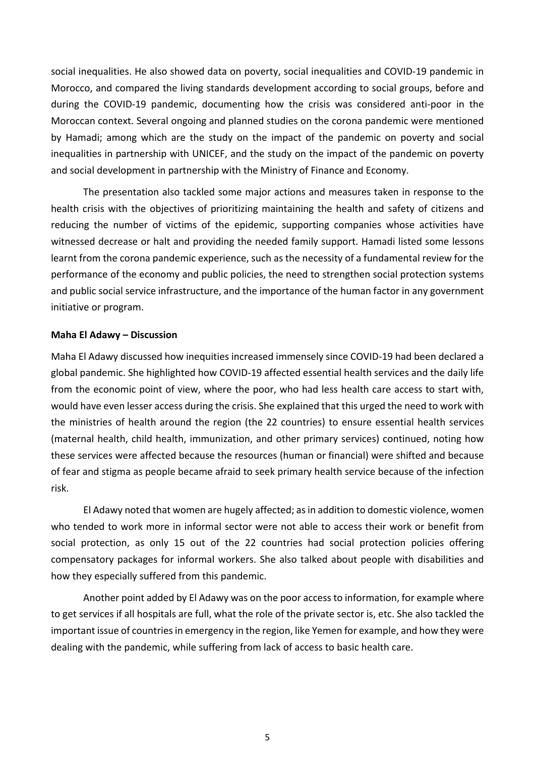social inequalities. He also showed data on poverty, social inequalities and COVID-19 pandemic in Morocco, and compared the living standards development according to social groups, before and during the COVID-19 pandemic, documenting how the crisis was considered anti-poor in the Moroccan context. Several ongoing and planned studies on the corona pandemic were mentioned by Hamadi; among which are the study on the impact of the pandemic on poverty and social inequalities in partnership with UNICEF, and the study on the impact of the pandemic on poverty and social development in partnership with the Ministry of Finance and Economy.

The presentation also tackled some major actions and measures taken in response to the health crisis with the objectives of prioritizing maintaining the health and safety of citizens and reducing the number of victims of the epidemic, supporting companies whose activities have witnessed decrease or halt and providing the needed family support. Hamadi listed some lessons learnt from the corona pandemic experience, such as the necessity of a fundamental review for the performance of the economy and public policies, the need to strengthen social protection systems and public social service infrastructure, and the importance of the human factor in any government initiative or program.

**Maha El Adawy – Discussion**

Maha El Adawy discussed how inequities increased immensely since COVID-19 had been declared a global pandemic. She highlighted how COVID-19 affected essential health services and the daily life from the economic point of view, where the poor, who had less health care access to start with, would have even lesser access during the crisis. She explained that this urged the need to work with the ministries of health around the region (the 22 countries) to ensure essential health services (maternal health, child health, immunization, and other primary services) continued, noting how these services were affected because the resources (human or financial) were shifted and because of fear and stigma as people became afraid to seek primary health service because of the infection risk.

El Adawy noted that women are hugely affected; as in addition to domestic violence, women who tended to work more in informal sector were not able to access their work or benefit from social protection, as only 15 out of the 22 countries had social protection policies offering compensatory packages for informal workers. She also talked about people with disabilities and how they especially suffered from this pandemic.

Another point added by El Adawy was on the poor access to information, for example where to get services if all hospitals are full, what the role of the private sector is, etc. She also tackled the important issue of countries in emergency in the region, like Yemen for example, and how they were dealing with the pandemic, while suffering from lack of access to basic health care.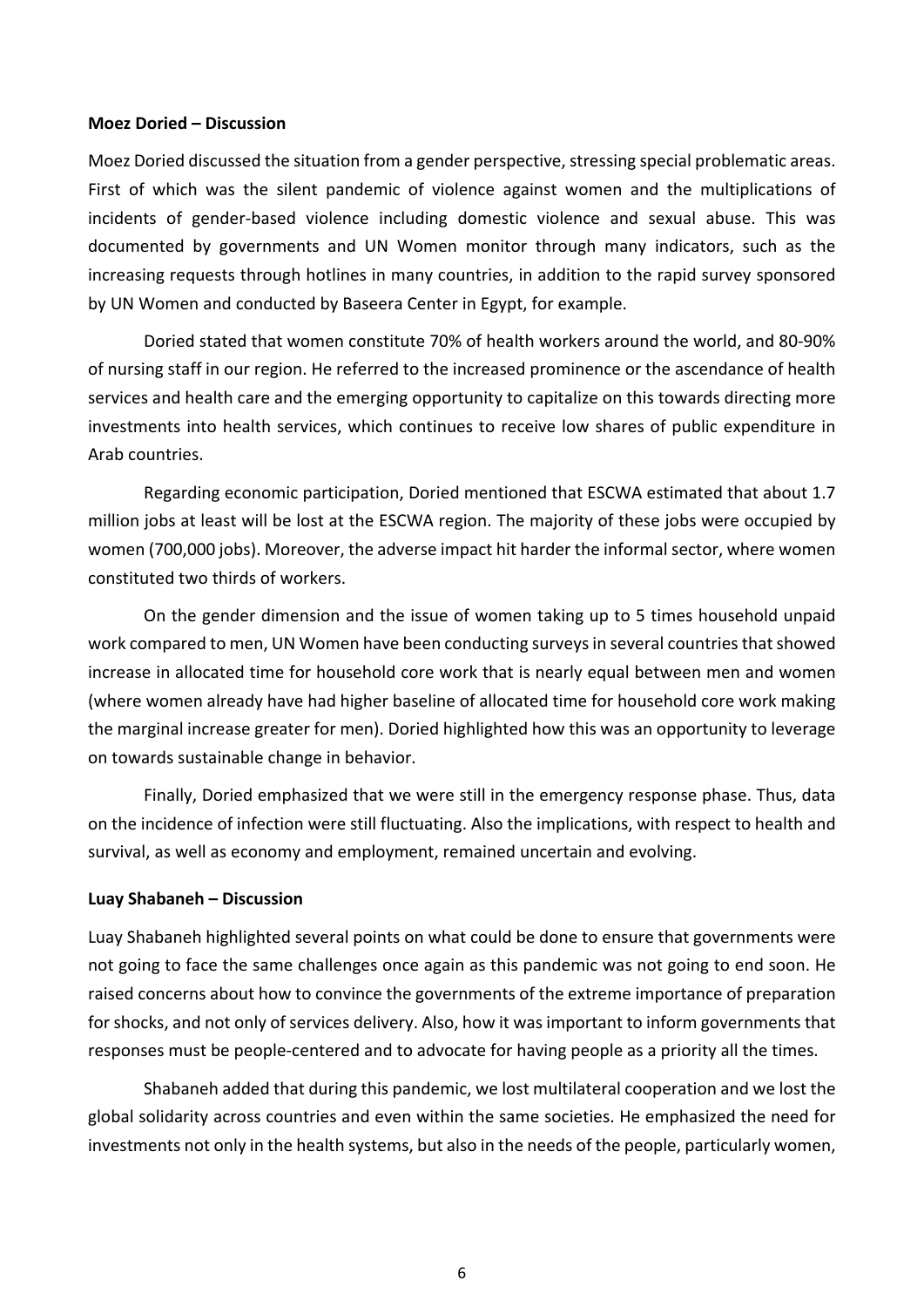**Moez Doried – Discussion**

Moez Doried discussed the situation from a gender perspective, stressing special problematic areas. First of which was the silent pandemic of violence against women and the multiplications of incidents of gender-based violence including domestic violence and sexual abuse. This was documented by governments and UN Women monitor through many indicators, such as the increasing requests through hotlines in many countries, in addition to the rapid survey sponsored by UN Women and conducted by Baseera Center in Egypt, for example.

Doried stated that women constitute 70% of health workers around the world, and 80-90% of nursing staff in our region. He referred to the increased prominence or the ascendance of health services and health care and the emerging opportunity to capitalize on this towards directing more investments into health services, which continues to receive low shares of public expenditure in Arab countries.

Regarding economic participation, Doried mentioned that ESCWA estimated that about 1.7 million jobs at least will be lost at the ESCWA region. The majority of these jobs were occupied by women (700,000 jobs). Moreover, the adverse impact hit harder the informal sector, where women constituted two thirds of workers.

On the gender dimension and the issue of women taking up to 5 times household unpaid work compared to men, UN Women have been conducting surveys in several countries that showed increase in allocated time for household core work that is nearly equal between men and women (where women already have had higher baseline of allocated time for household core work making the marginal increase greater for men). Doried highlighted how this was an opportunity to leverage on towards sustainable change in behavior.

Finally, Doried emphasized that we were still in the emergency response phase. Thus, data on the incidence of infection were still fluctuating. Also the implications, with respect to health and survival, as well as economy and employment, remained uncertain and evolving.

**Luay Shabaneh – Discussion**

Luay Shabaneh highlighted several points on what could be done to ensure that governments were not going to face the same challenges once again as this pandemic was not going to end soon. He raised concerns about how to convince the governments of the extreme importance of preparation for shocks, and not only of services delivery. Also, how it was important to inform governments that responses must be people-centered and to advocate for having people as a priority all the times.

Shabaneh added that during this pandemic, we lost multilateral cooperation and we lost the global solidarity across countries and even within the same societies. He emphasized the need for investments not only in the health systems, but also in the needs of the people, particularly women,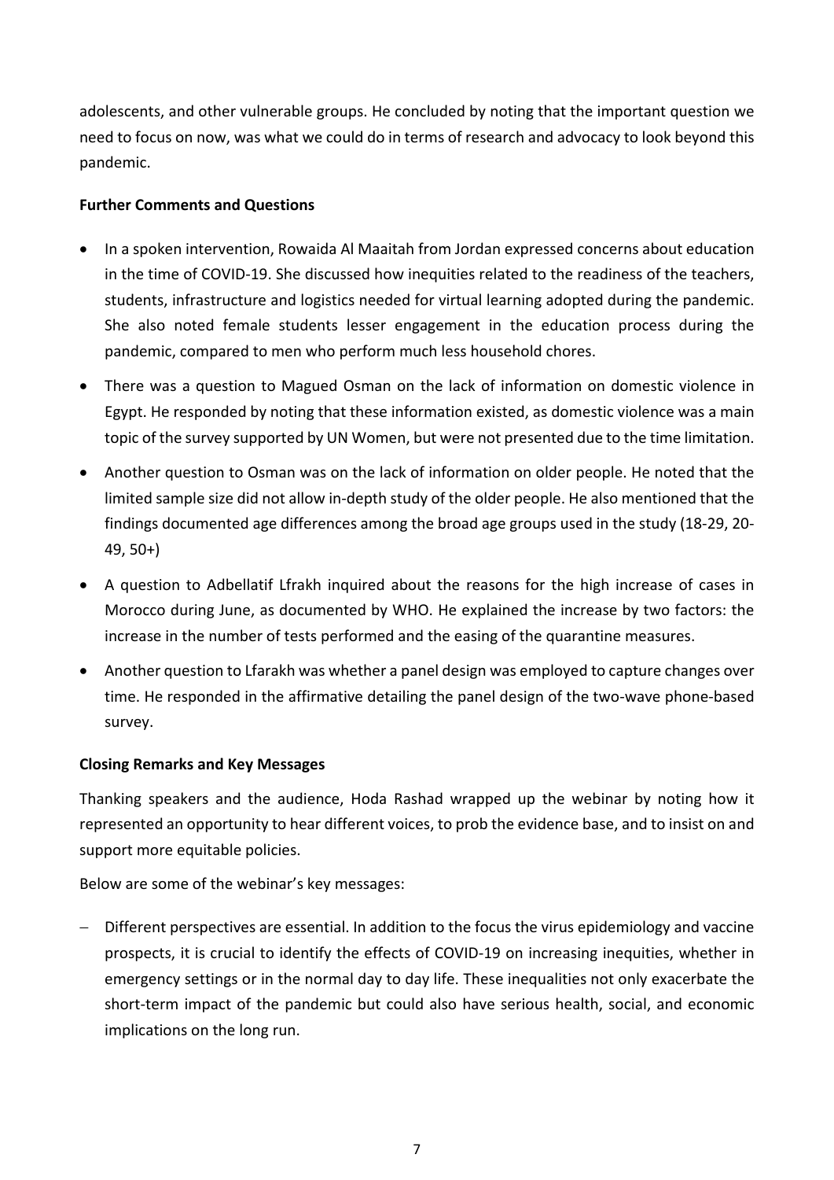adolescents, and other vulnerable groups. He concluded by noting that the important question we need to focus on now, was what we could do in terms of research and advocacy to look beyond this pandemic.

**Further Comments and Questions**

- In a spoken intervention, Rowaida Al Maaitah from Jordan expressed concerns about education in the time of COVID-19. She discussed how inequities related to the readiness of the teachers, students, infrastructure and logistics needed for virtual learning adopted during the pandemic. She also noted female students lesser engagement in the education process during the pandemic, compared to men who perform much less household chores.
- There was a question to Magued Osman on the lack of information on domestic violence in Egypt. He responded by noting that these information existed, as domestic violence was a main topic of the survey supported by UN Women, but were not presented due to the time limitation.
- Another question to Osman was on the lack of information on older people. He noted that the limited sample size did not allow in-depth study of the older people. He also mentioned that the findings documented age differences among the broad age groups used in the study (18-29, 20-49, 50+)
- A question to Adbellatif Lfrakh inquired about the reasons for the high increase of cases in Morocco during June, as documented by WHO. He explained the increase by two factors: the increase in the number of tests performed and the easing of the quarantine measures.
- Another question to Lfarakh was whether a panel design was employed to capture changes over time. He responded in the affirmative detailing the panel design of the two-wave phone-based survey.

**Closing Remarks and Key Messages**

Thanking speakers and the audience, Hoda Rashad wrapped up the webinar by noting how it represented an opportunity to hear different voices, to prob the evidence base, and to insist on and support more equitable policies.

Below are some of the webinar's key messages:

- Different perspectives are essential. In addition to the focus the virus epidemiology and vaccine prospects, it is crucial to identify the effects of COVID-19 on increasing inequities, whether in emergency settings or in the normal day to day life. These inequalities not only exacerbate the short-term impact of the pandemic but could also have serious health, social, and economic implications on the long run.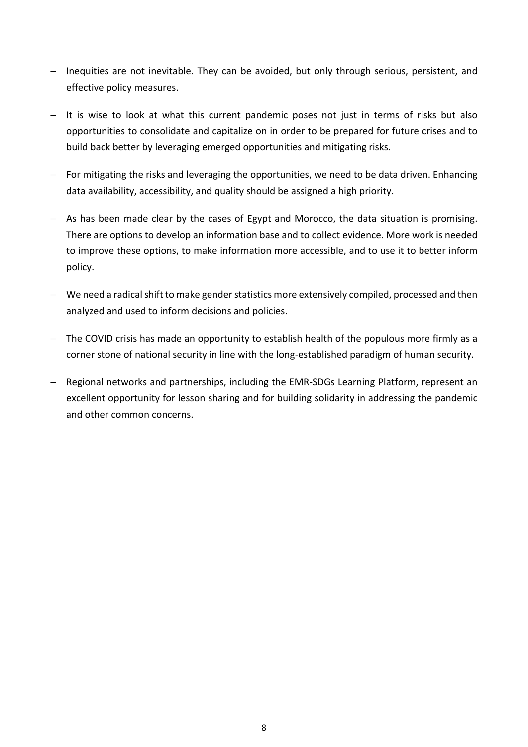- Inequities are not inevitable. They can be avoided, but only through serious, persistent, and effective policy measures.
- It is wise to look at what this current pandemic poses not just in terms of risks but also opportunities to consolidate and capitalize on in order to be prepared for future crises and to build back better by leveraging emerged opportunities and mitigating risks.
- For mitigating the risks and leveraging the opportunities, we need to be data driven. Enhancing data availability, accessibility, and quality should be assigned a high priority.
- As has been made clear by the cases of Egypt and Morocco, the data situation is promising. There are options to develop an information base and to collect evidence. More work is needed to improve these options, to make information more accessible, and to use it to better inform policy.
- We need a radical shift to make gender statistics more extensively compiled, processed and then analyzed and used to inform decisions and policies.
- The COVID crisis has made an opportunity to establish health of the populous more firmly as a corner stone of national security in line with the long-established paradigm of human security.
- Regional networks and partnerships, including the EMR-SDGs Learning Platform, represent an excellent opportunity for lesson sharing and for building solidarity in addressing the pandemic and other common concerns.